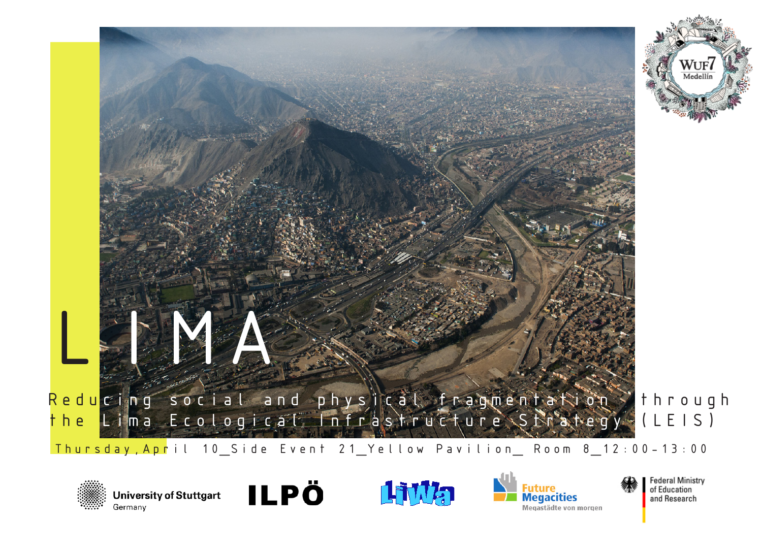# LIMA

## Reducing social and physical fragmentation through the Lima Ecological Infrastructure Strategy (LEIS)

Thursday, April 10_Side Event 21_Yellow Pavilion_ Room 8_12:00-13:00

WUF7 Medellín

University of Stuttgart Germany

ILPÖ

LiWa

Future Megacities Megastädte von morgen

Federal Ministry of Education and Research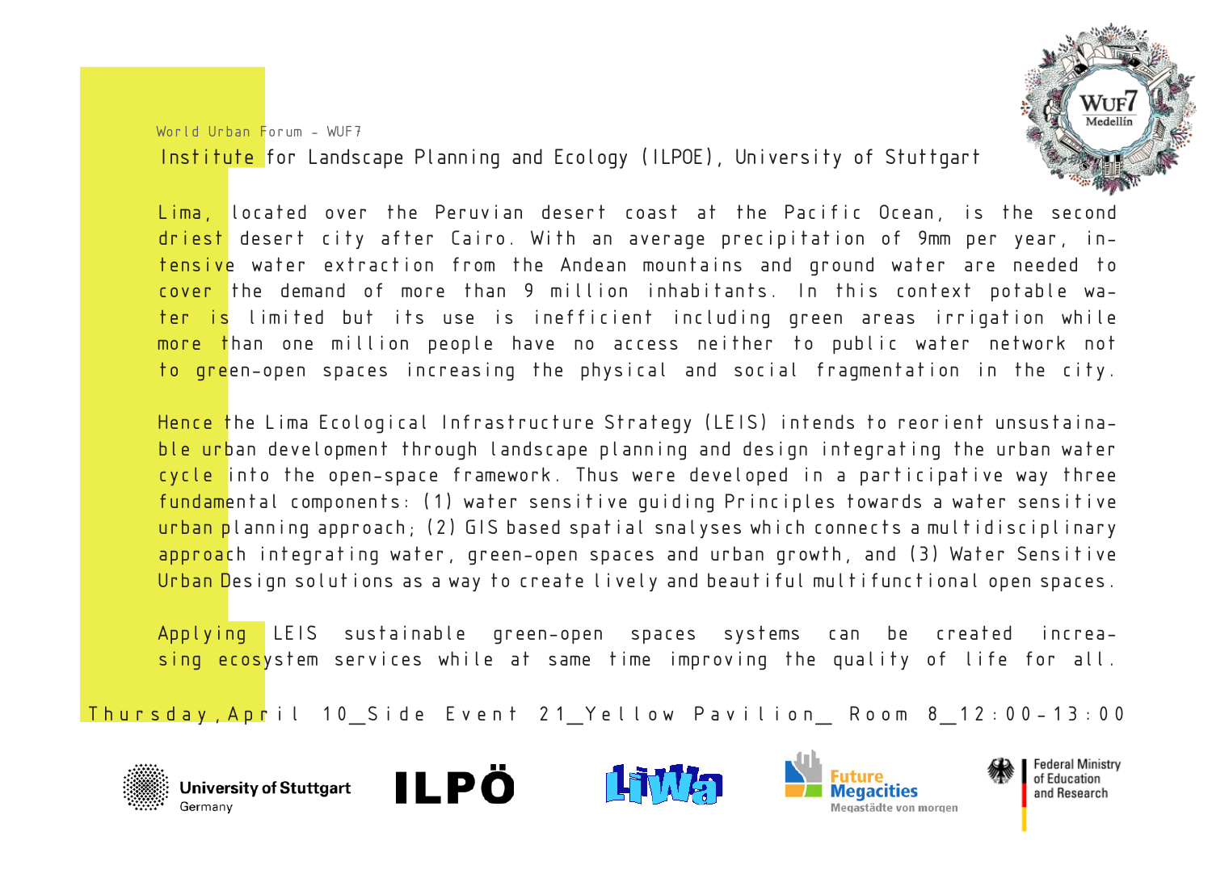World Urban Forum - WUF7

Institute for Landscape Planning and Ecology (ILPOE), University of Stuttgart

Lima, located over the Peruvian desert coast at the Pacific Ocean, is the second driest desert city after Cairo. With an average precipitation of 9mm per year, intensive water extraction from the Andean mountains and ground water are needed to cover the demand of more than 9 million inhabitants. In this context potable water is limited but its use is inefficient including green areas irrigation while more than one million people have no access neither to public water network not to green-open spaces increasing the physical and social fragmentation in the city.

Hence the Lima Ecological Infrastructure Strategy (LEIS) intends to reorient unsustainable urban development through landscape planning and design integrating the urban water cycle into the open-space framework. Thus were developed in a participative way three fundamental components: (1) water sensitive guiding Principles towards a water sensitive urban planning approach; (2) GIS based spatial snalyses which connects a multidisciplinary approach integrating water, green-open spaces and urban growth, and (3) Water Sensitive Urban Design solutions as a way to create lively and beautiful multifunctional open spaces.

Applying LEIS sustainable green-open spaces systems can be created increasing ecosystem services while at same time improving the quality of life for all.

Thursday, April 10_Side Event 21_Yellow Pavilion_ Room 8_12:00-13:00

University of Stuttgart Germany | ILPÖ | LiWa | Future Megacities Megastädte von morgen | Federal Ministry of Education and Research